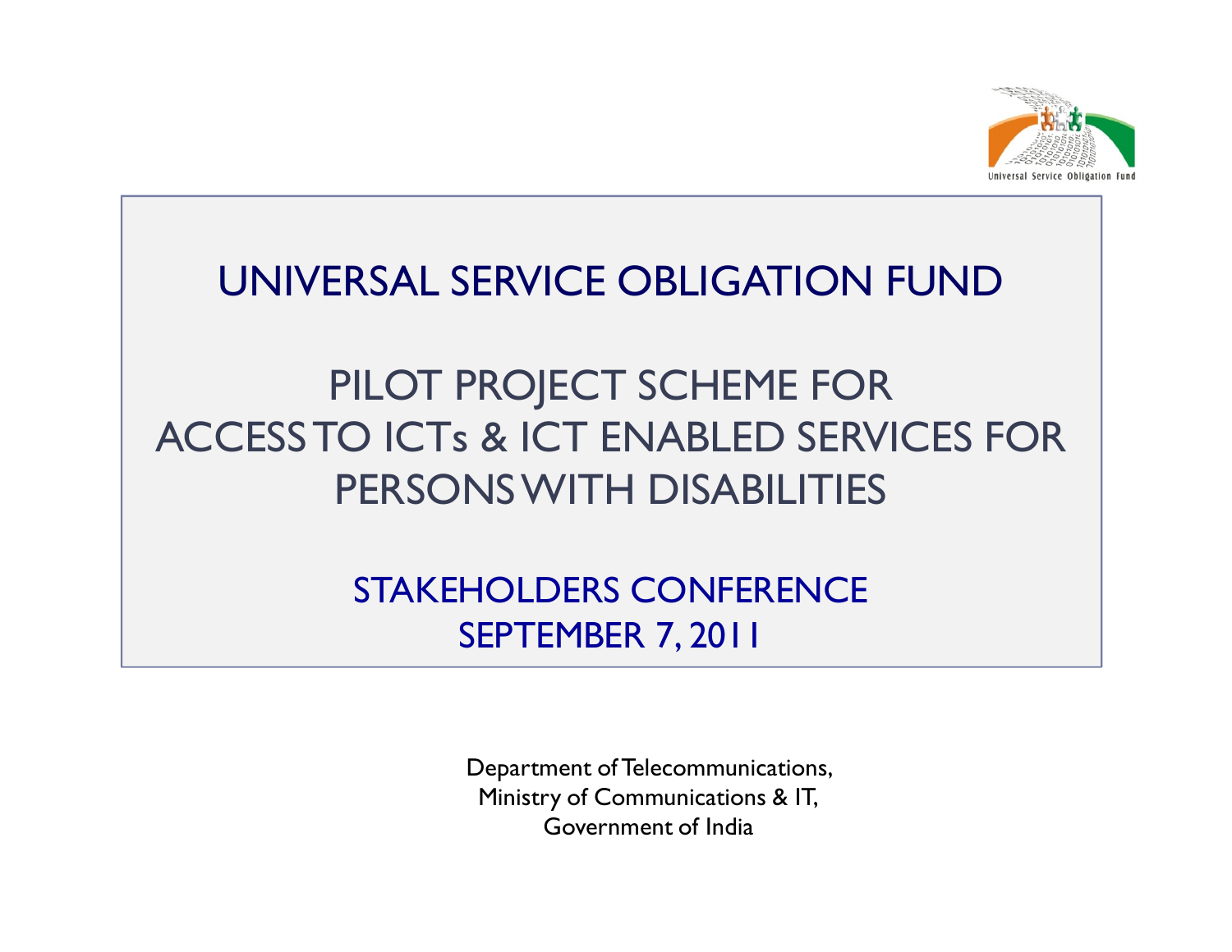Universal Service Obligation Fund

# UNIVERSAL SERVICE OBLIGATION FUND

## PILOT PROJECT SCHEME FOR ACCESS TO ICTs & ICT ENABLED SERVICES FOR PERSONS WITH DISABILITIES

### STAKEHOLDERS CONFERENCE
### SEPTEMBER 7, 2011

Department of Telecommunications,
Ministry of Communications & IT,
Government of India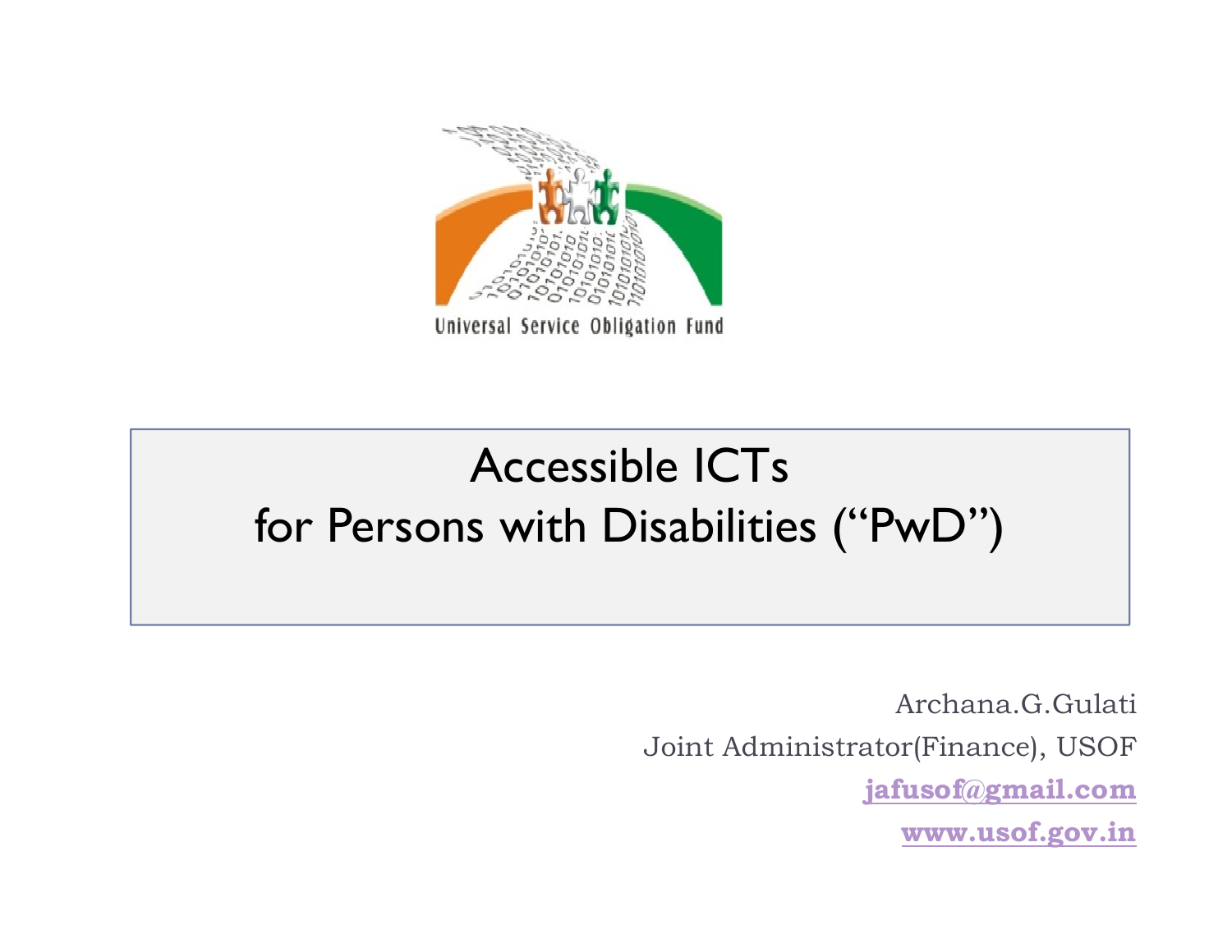Universal Service Obligation Fund

# Accessible ICTs for Persons with Disabilities (“PwD”)

Archana.G.Gulati

Joint Administrator(Finance), USOF

jafusof@gmail.com

www.usof.gov.in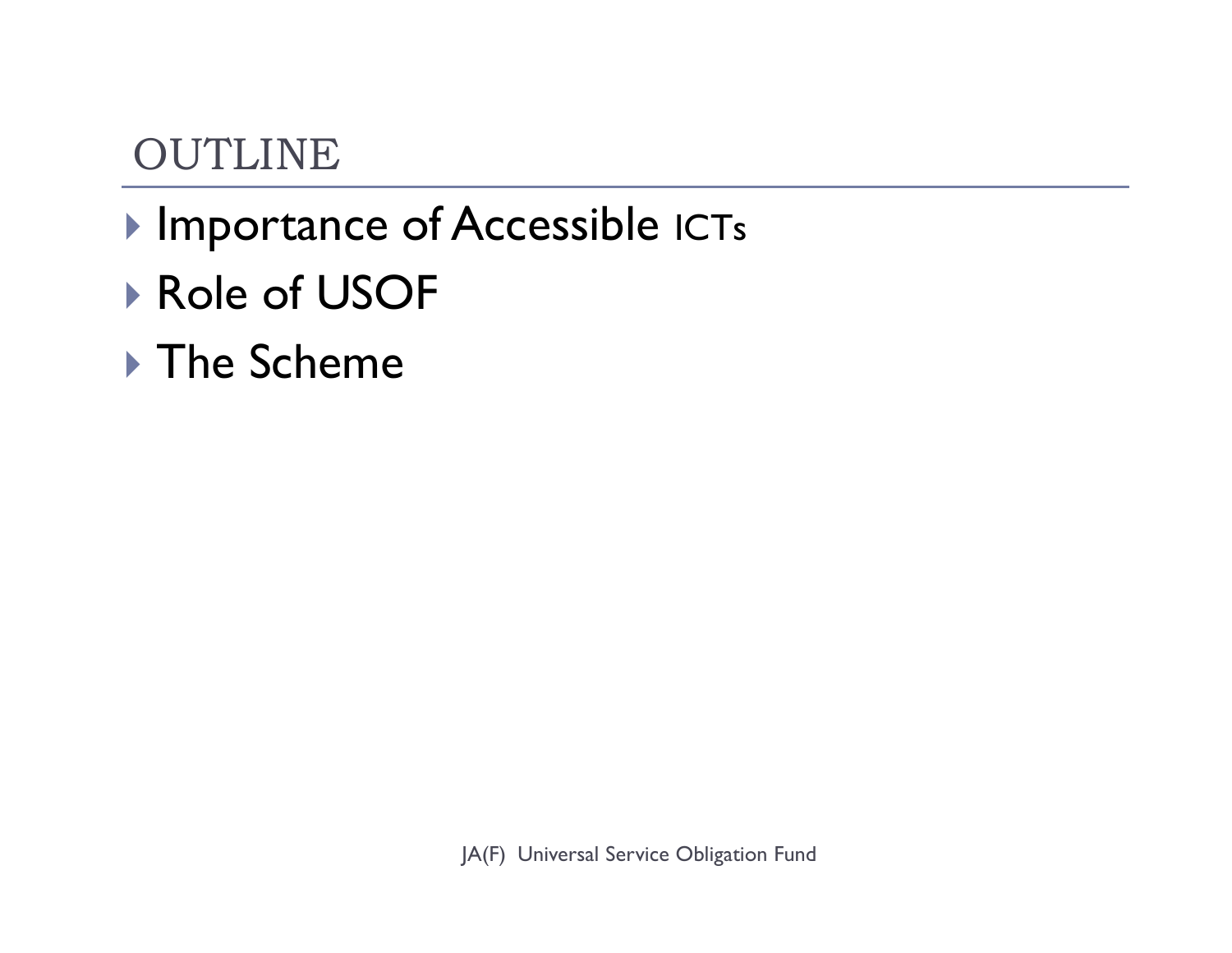# OUTLINE

- Importance of Accessible ICTs
- Role of USOF
- The Scheme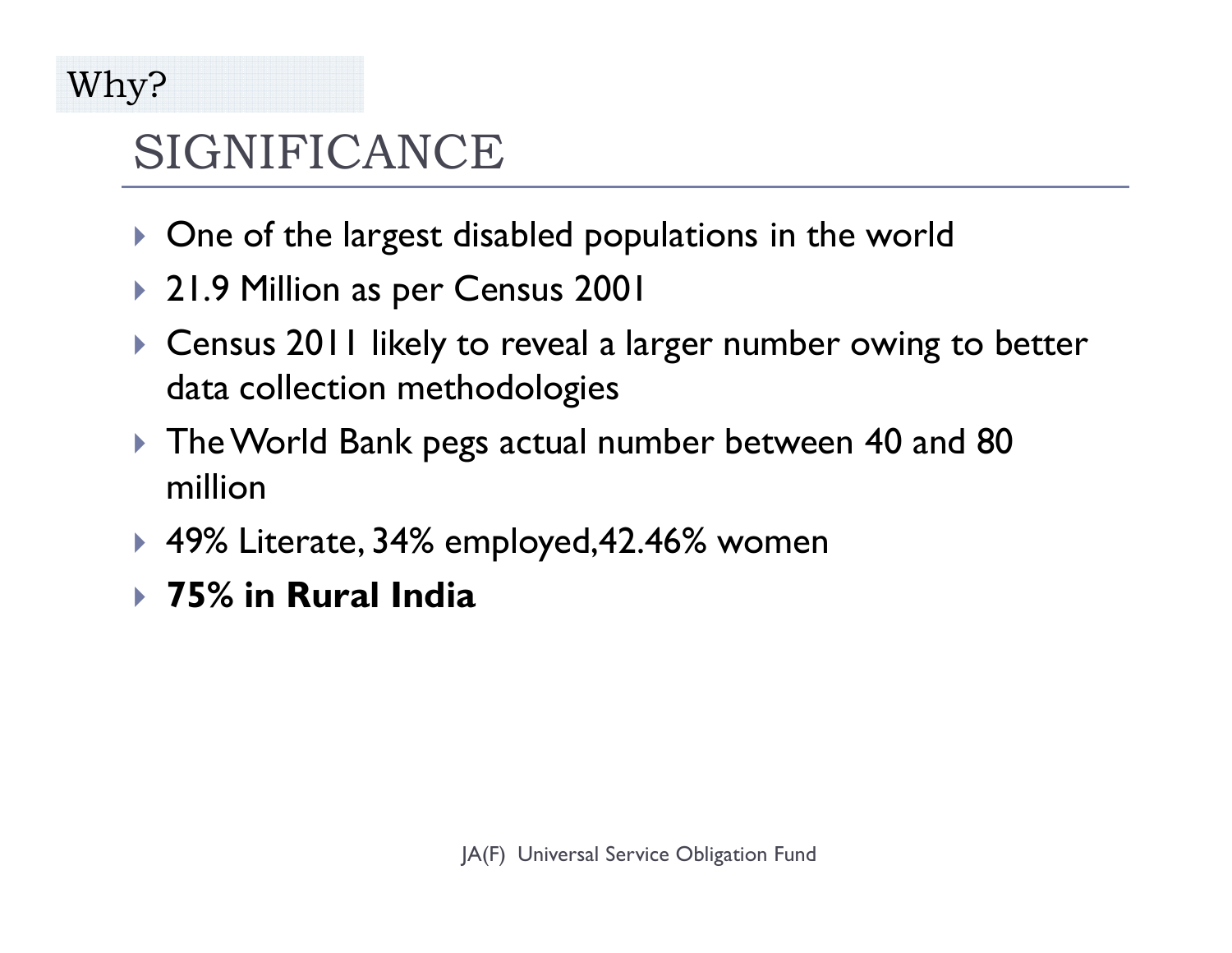Why?

# SIGNIFICANCE

- One of the largest disabled populations in the world
- 21.9 Million as per Census 2001
- Census 2011 likely to reveal a larger number owing to better data collection methodologies
- The World Bank pegs actual number between 40 and 80 million
- 49% Literate, 34% employed,42.46% women
- **75% in Rural India**

JA(F) Universal Service Obligation Fund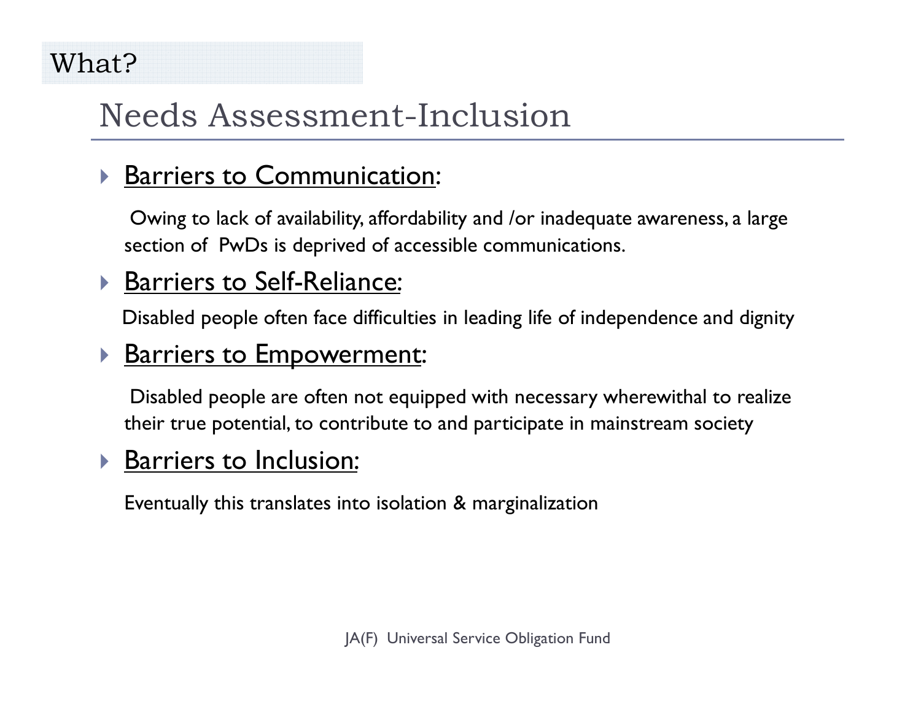What?

# Needs Assessment-Inclusion

- <u>Barriers to Communication</u>:

  Owing to lack of availability, affordability and /or inadequate awareness, a large section of PwDs is deprived of accessible communications.

- <u>Barriers to Self-Reliance</u>:

  Disabled people often face difficulties in leading life of independence and dignity

- <u>Barriers to Empowerment</u>:

  Disabled people are often not equipped with necessary wherewithal to realize their true potential, to contribute to and participate in mainstream society

- <u>Barriers to Inclusion</u>:

  Eventually this translates into isolation & marginalization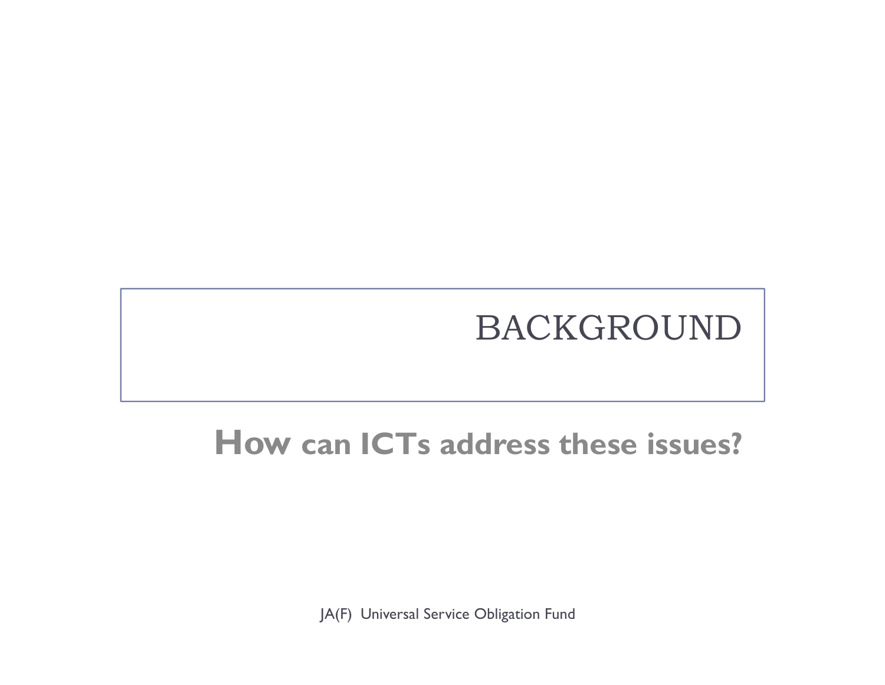# BACKGROUND

## How can ICTs address these issues?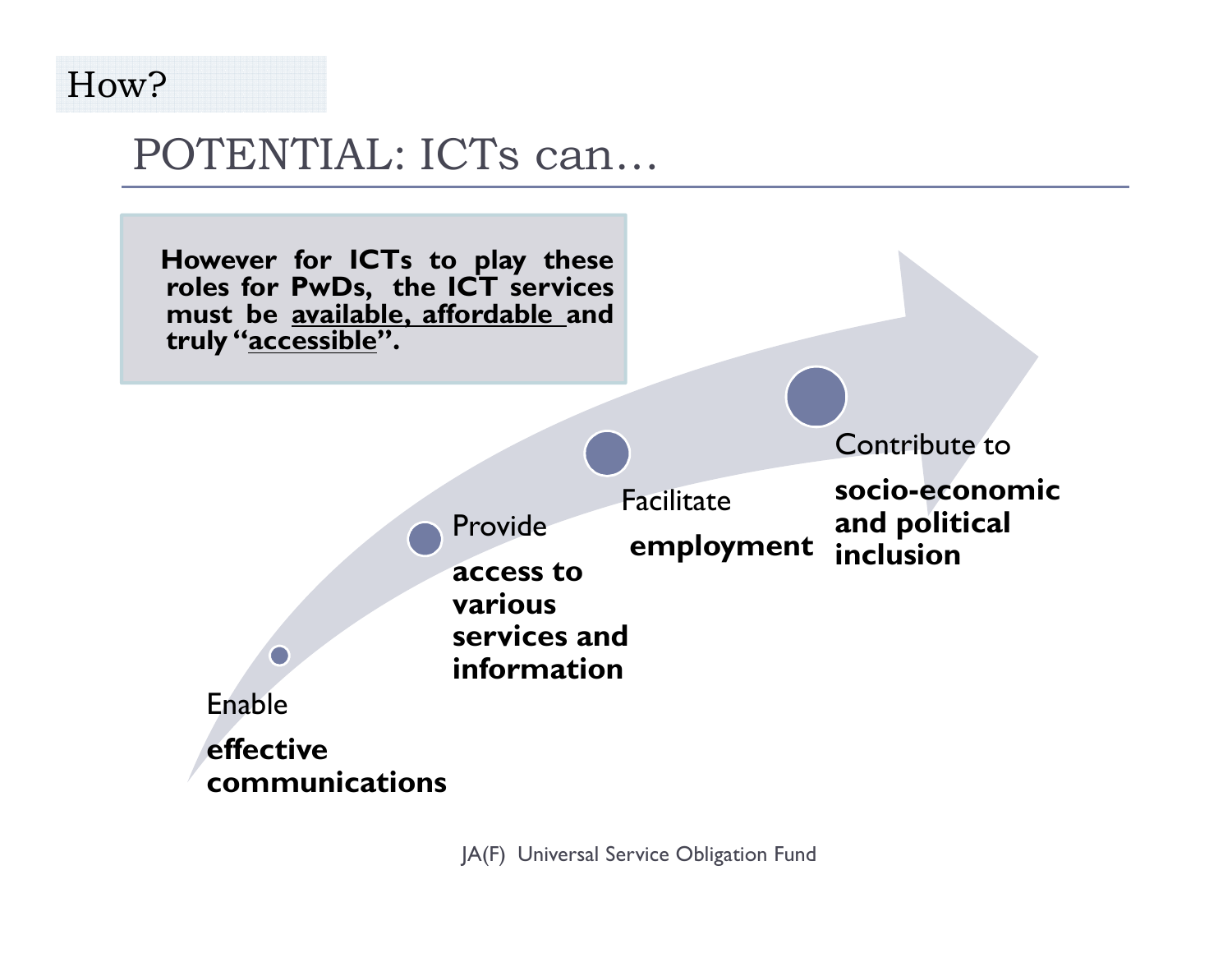How?

# POTENTIAL: ICTs can…

**However for ICTs to play these roles for PwDs, the ICT services must be available, affordable and truly "accessible".**

- Enable **effective communications**
- Provide **access to various services and information**
- Facilitate **employment**
- Contribute to **socio-economic and political inclusion**

JA(F) Universal Service Obligation Fund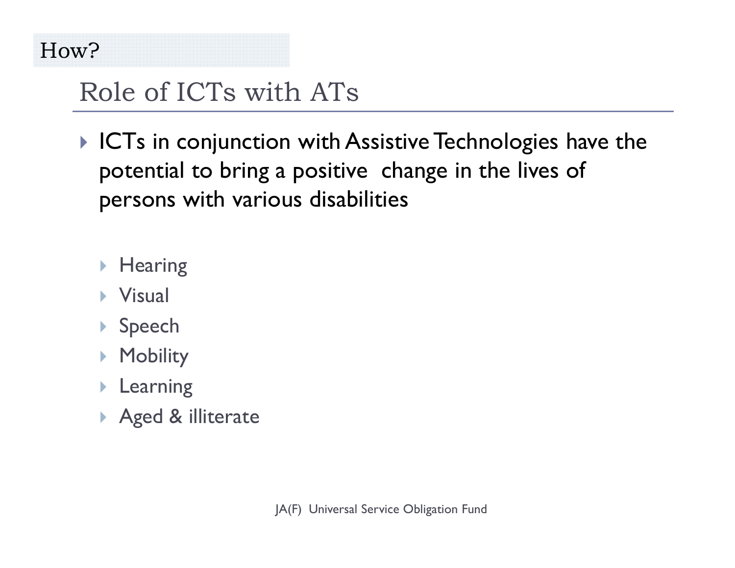How?

## Role of ICTs with ATs

- ICTs in conjunction with Assistive Technologies have the potential to bring a positive change in the lives of persons with various disabilities
  - Hearing
  - Visual
  - Speech
  - Mobility
  - Learning
  - Aged & illiterate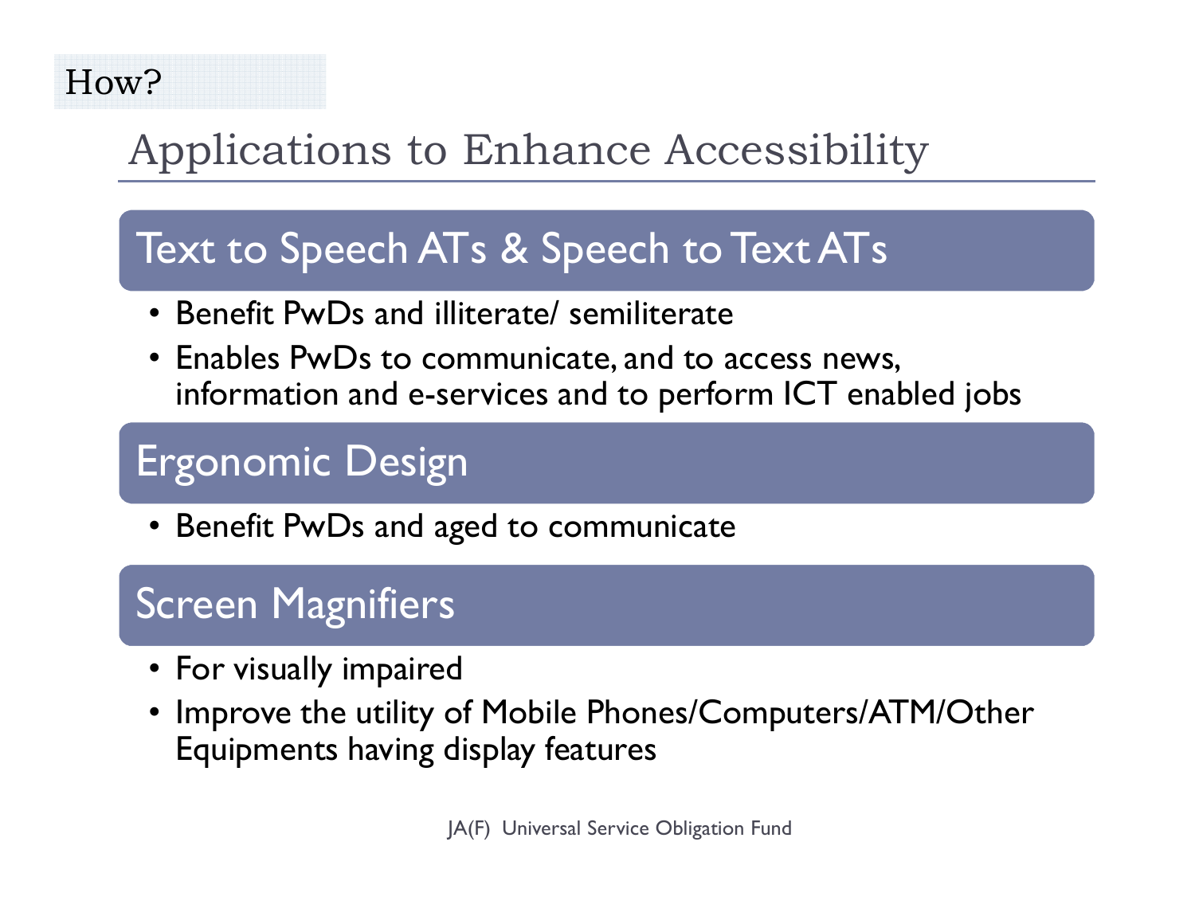How?

# Applications to Enhance Accessibility

## Text to Speech ATs & Speech to Text ATs

- Benefit PwDs and illiterate/ semiliterate
- Enables PwDs to communicate, and to access news, information and e-services and to perform ICT enabled jobs

## Ergonomic Design

- Benefit PwDs and aged to communicate

## Screen Magnifiers

- For visually impaired
- Improve the utility of Mobile Phones/Computers/ATM/Other Equipments having display features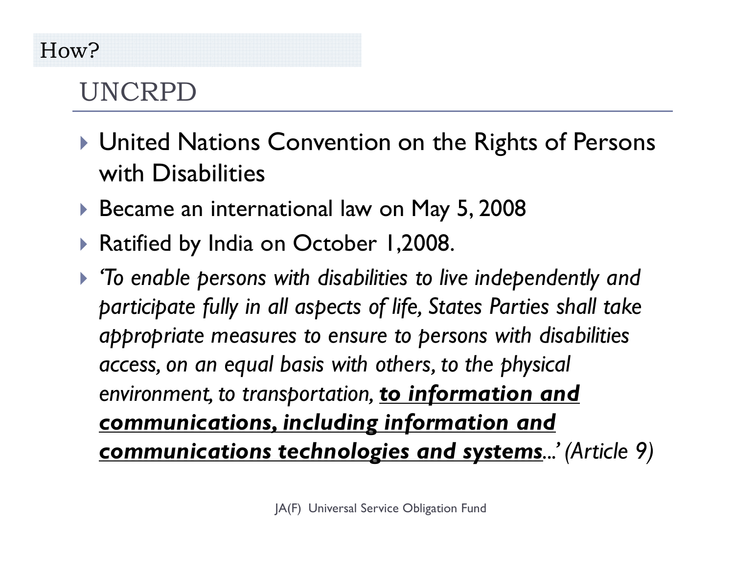How?

## UNCRPD

- United Nations Convention on the Rights of Persons with Disabilities
- Became an international law on May 5, 2008
- Ratified by India on October 1,2008.
- *'To enable persons with disabilities to live independently and participate fully in all aspects of life, States Parties shall take appropriate measures to ensure to persons with disabilities access, on an equal basis with others, to the physical environment, to transportation,* ***<u>to information and communications, including information and communications technologies and systems</u>****...' (Article 9)*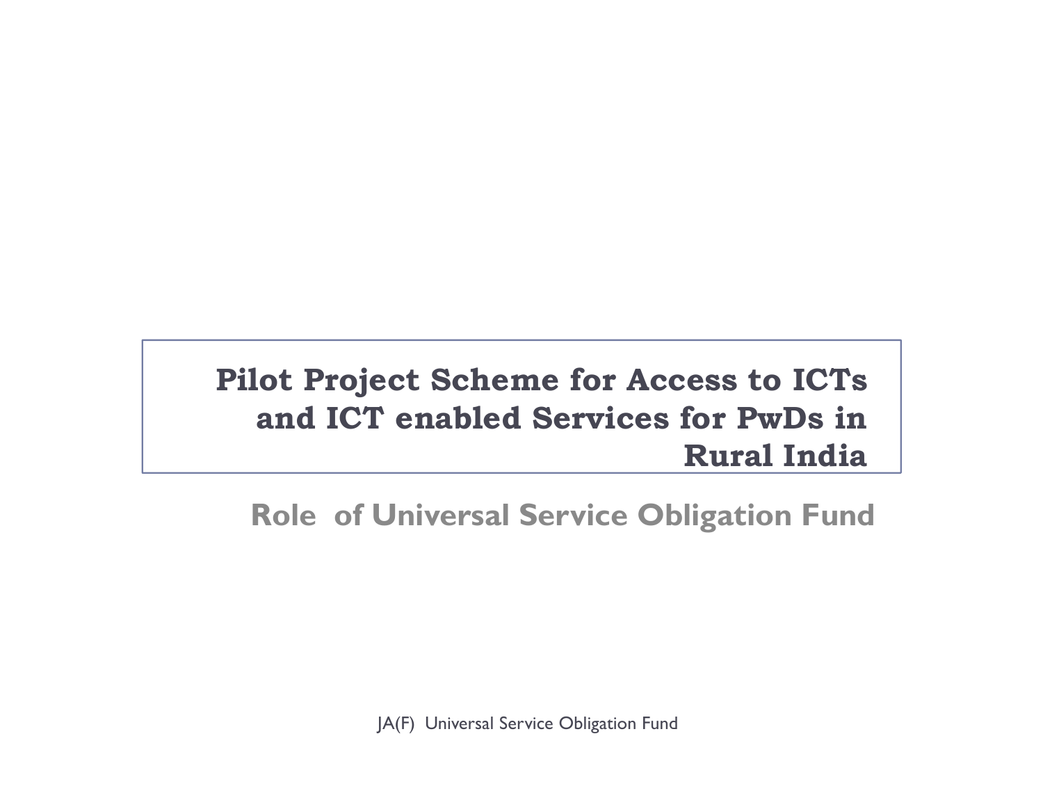# Pilot Project Scheme for Access to ICTs and ICT enabled Services for PwDs in Rural India

## Role of Universal Service Obligation Fund

JA(F) Universal Service Obligation Fund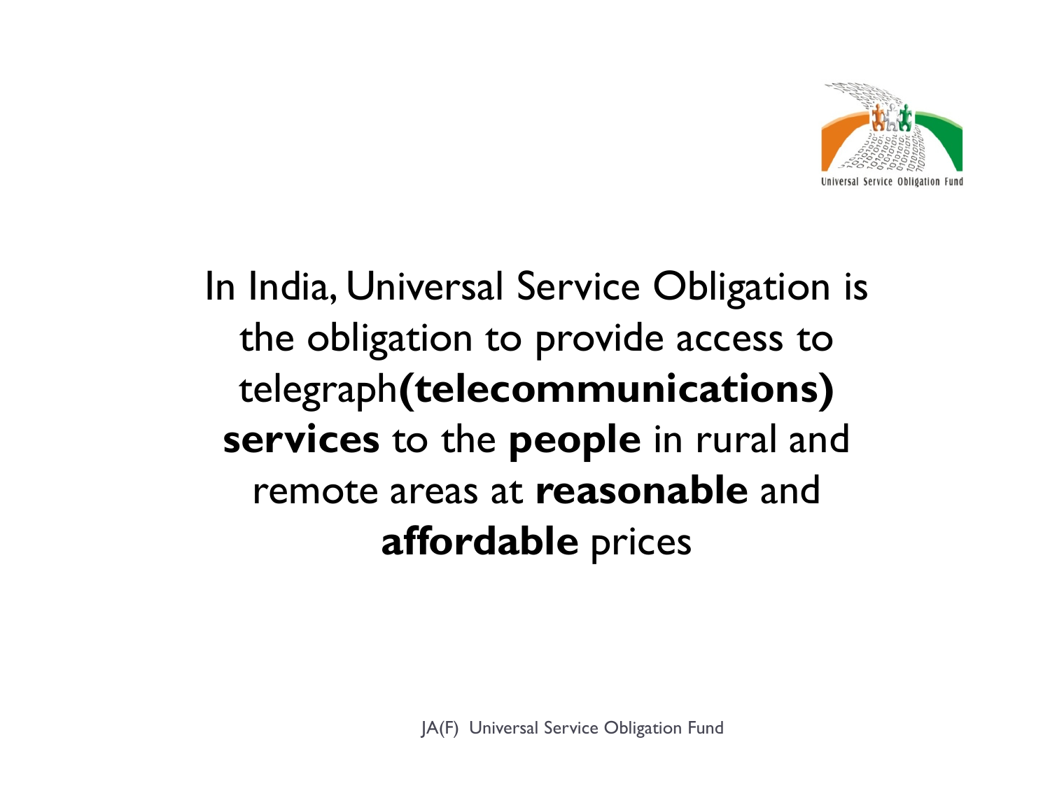In India, Universal Service Obligation is the obligation to provide access to telegraph**(telecommunications) services** to the **people** in rural and remote areas at **reasonable** and **affordable** prices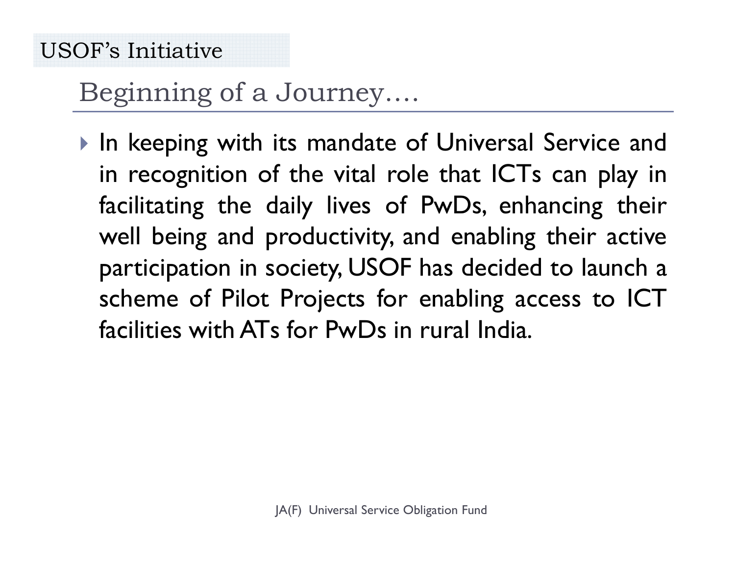USOF's Initiative

## Beginning of a Journey….

- In keeping with its mandate of Universal Service and in recognition of the vital role that ICTs can play in facilitating the daily lives of PwDs, enhancing their well being and productivity, and enabling their active participation in society, USOF has decided to launch a scheme of Pilot Projects for enabling access to ICT facilities with ATs for PwDs in rural India.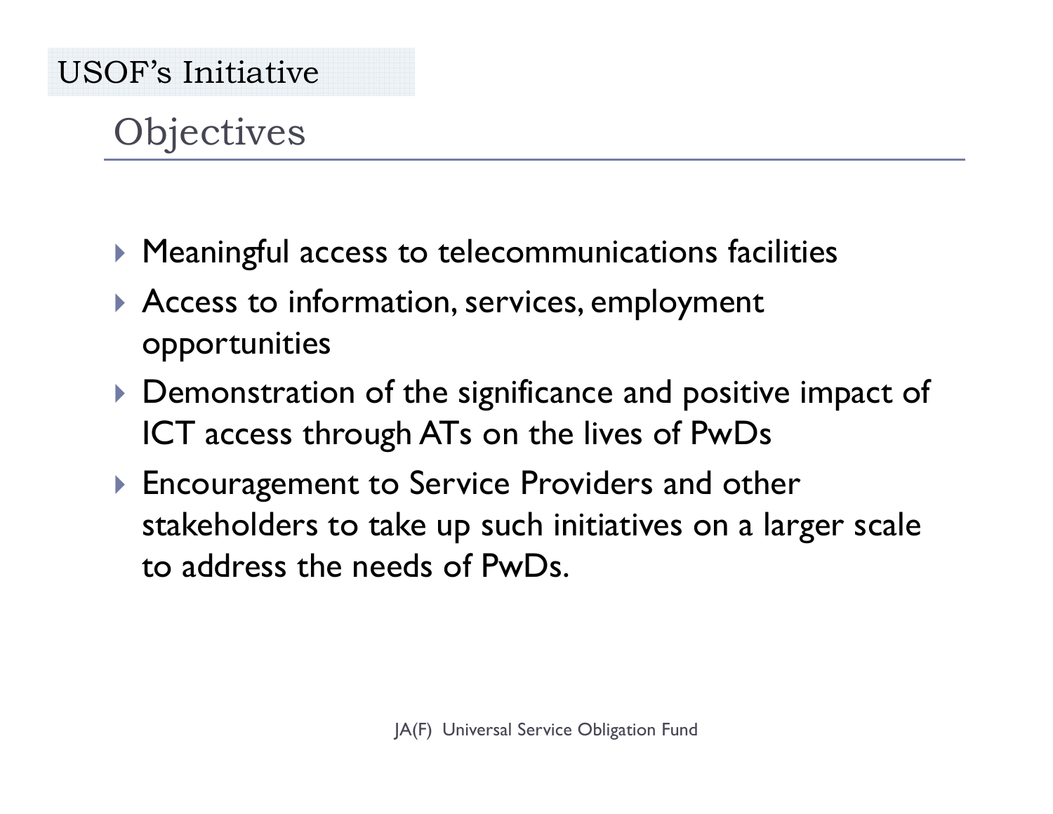USOF's Initiative

## Objectives

- Meaningful access to telecommunications facilities
- Access to information, services, employment opportunities
- Demonstration of the significance and positive impact of ICT access through ATs on the lives of PwDs
- Encouragement to Service Providers and other stakeholders to take up such initiatives on a larger scale to address the needs of PwDs.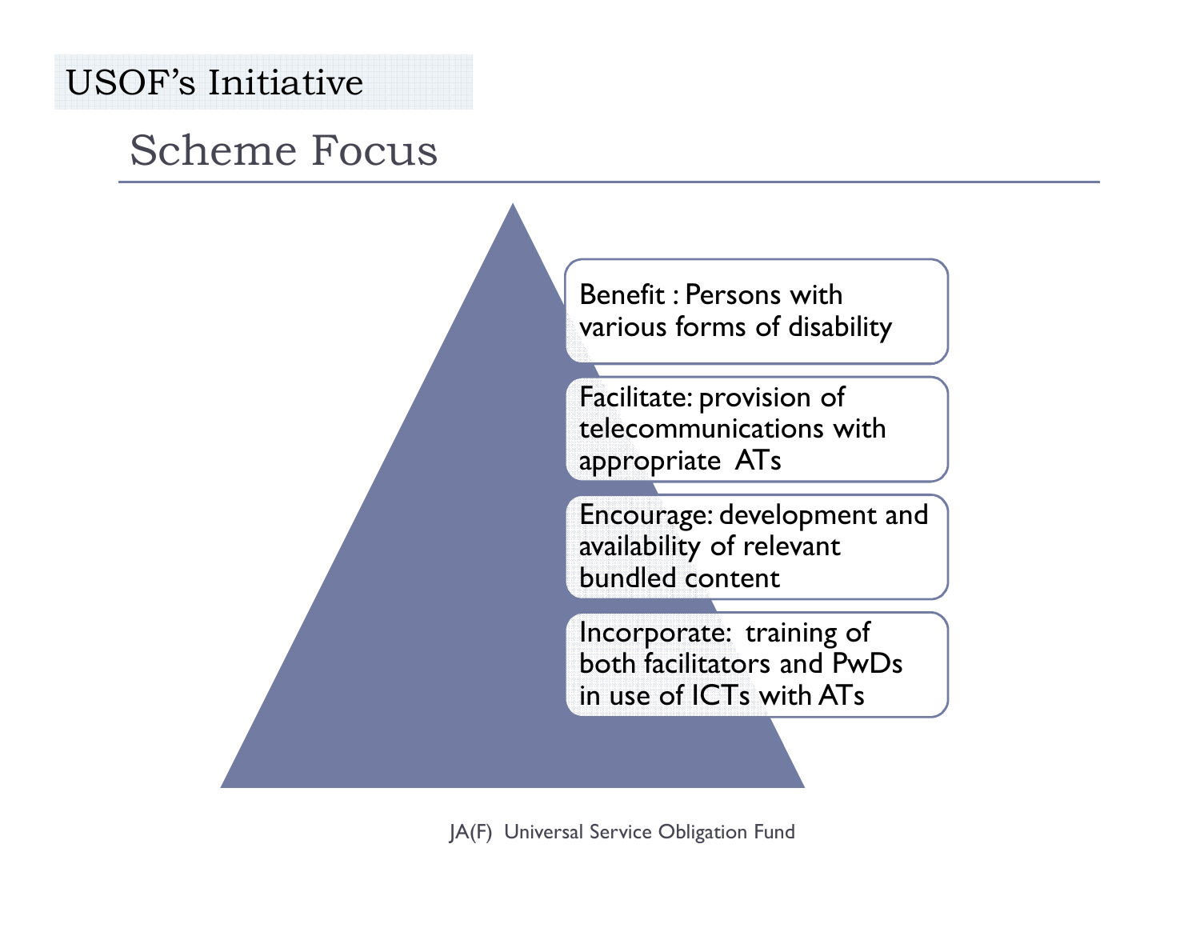# USOF's Initiative

## Scheme Focus

- Benefit : Persons with various forms of disability
- Facilitate: provision of telecommunications with appropriate ATs
- Encourage: development and availability of relevant bundled content
- Incorporate: training of both facilitators and PwDs in use of ICTs with ATs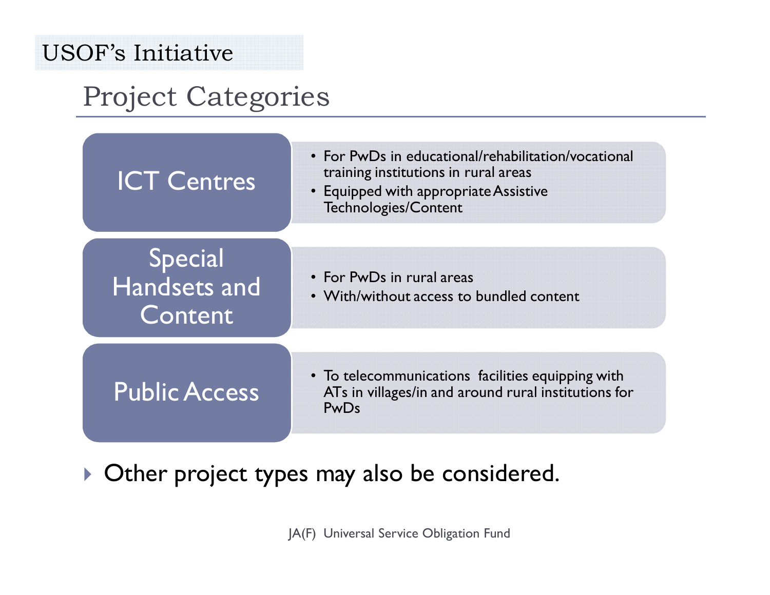# USOF's Initiative

## Project Categories

| Category | Description |
| --- | --- |
| ICT Centres | • For PwDs in educational/rehabilitation/vocational training institutions in rural areas<br>• Equipped with appropriate Assistive Technologies/Content |
| Special Handsets and Content | • For PwDs in rural areas<br>• With/without access to bundled content |
| Public Access | • To telecommunications facilities equipping with ATs in villages/in and around rural institutions for PwDs |

- Other project types may also be considered.

JA(F) Universal Service Obligation Fund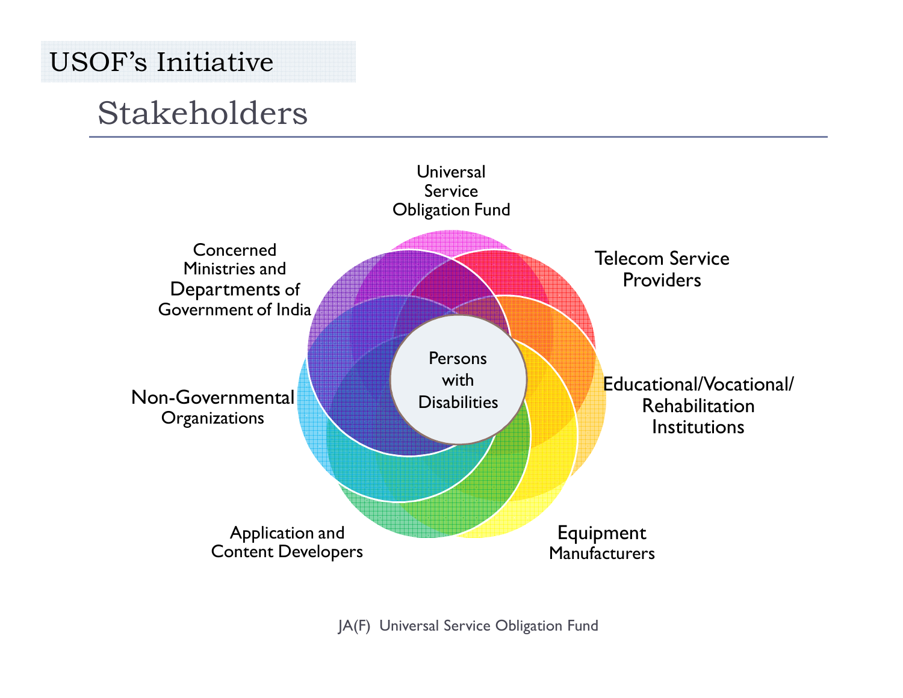# USOF's Initiative

## Stakeholders

Universal Service Obligation Fund

Telecom Service Providers

Educational/Vocational/ Rehabilitation Institutions

Equipment Manufacturers

Application and Content Developers

Non-Governmental Organizations

Concerned Ministries and Departments of Government of India

Persons with Disabilities

JA(F) Universal Service Obligation Fund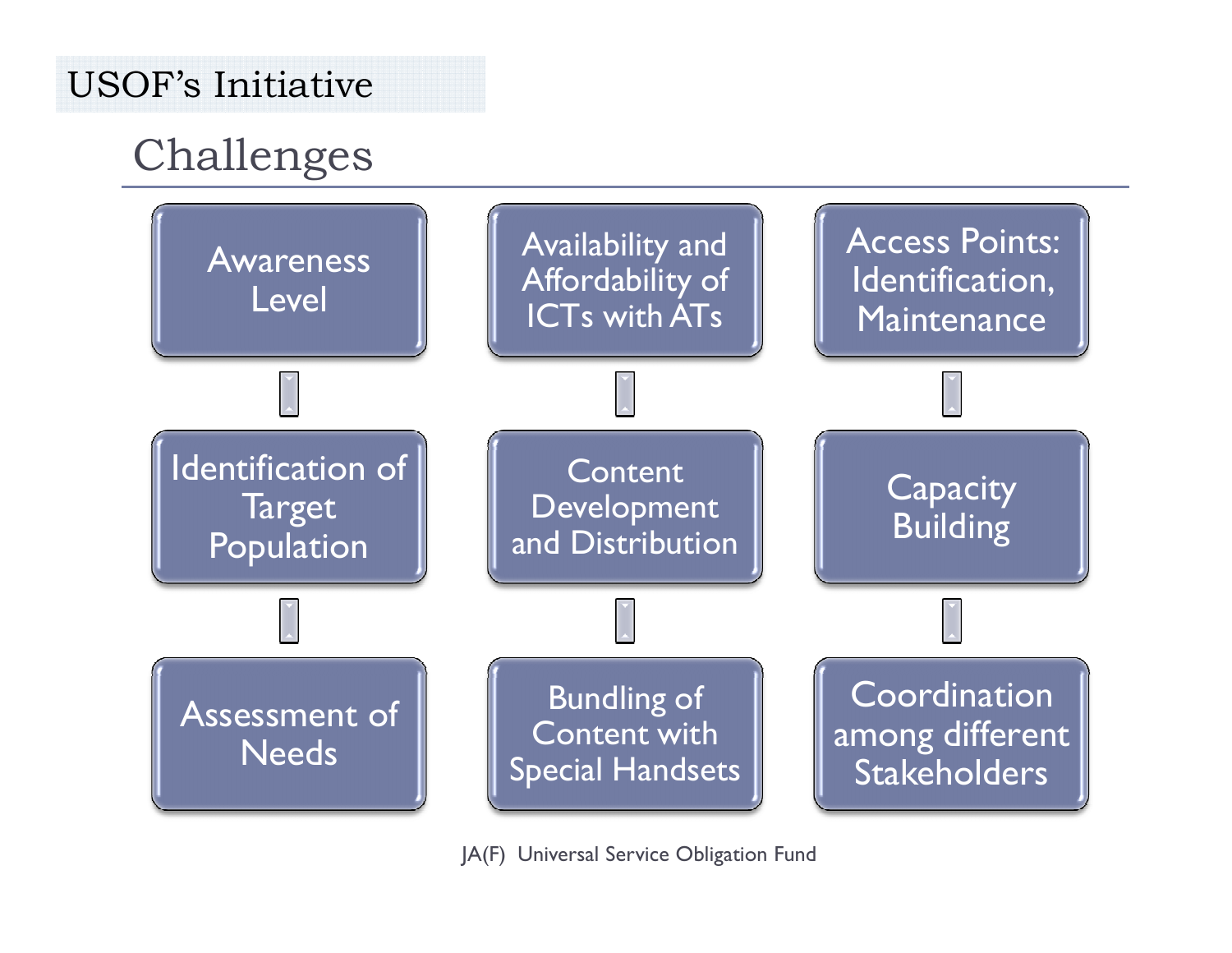# USOF's Initiative

## Challenges

- Awareness Level
- Identification of Target Population
- Assessment of Needs

- Availability and Affordability of ICTs with ATs
- Content Development and Distribution
- Bundling of Content with Special Handsets

- Access Points: Identification, Maintenance
- Capacity Building
- Coordination among different Stakeholders

JA(F) Universal Service Obligation Fund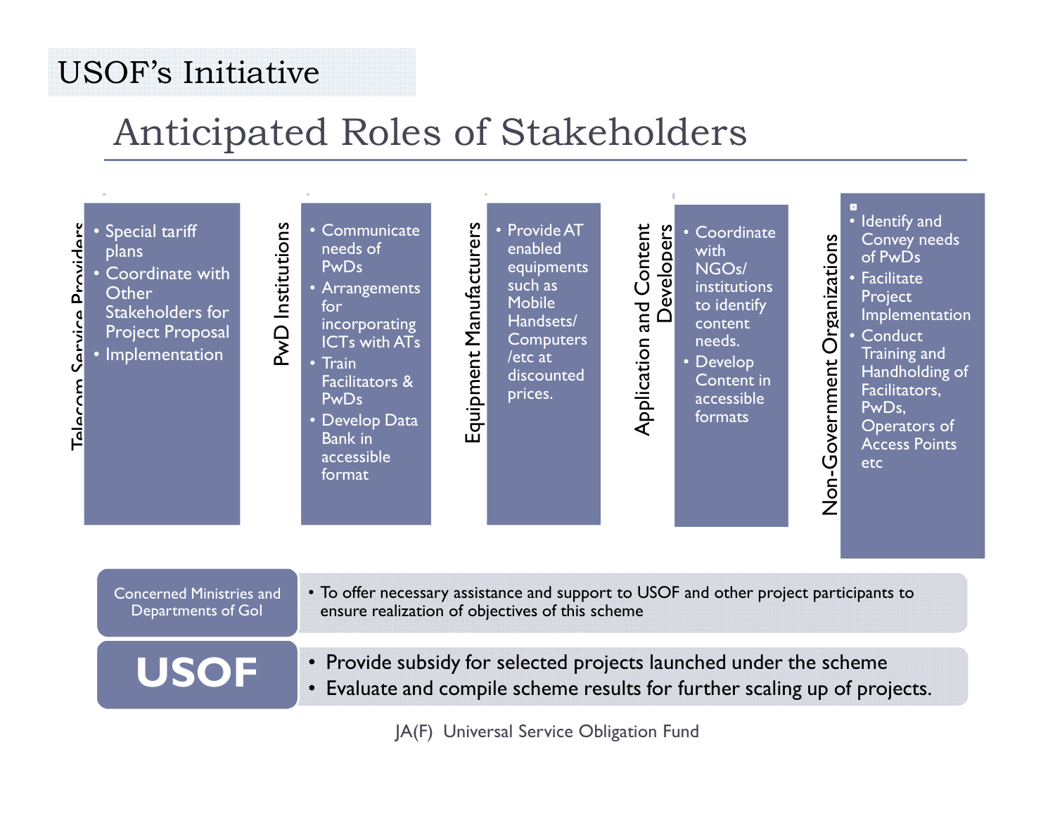# USOF's Initiative

## Anticipated Roles of Stakeholders

### Telecom Service Providers

- Special tariff plans
- Coordinate with Other Stakeholders for Project Proposal
- Implementation

### PwD Institutions

- Communicate needs of PwDs
- Arrangements for incorporating ICTs with ATs
- Train Facilitators & PwDs
- Develop Data Bank in accessible format

### Equipment Manufacturers

- Provide AT enabled equipments such as Mobile Handsets/ Computers /etc at discounted prices.

### Application and Content Developers

- Coordinate with NGOs/ institutions to identify content needs.
- Develop Content in accessible formats

### Non-Government Organizations

- Identify and Convey needs of PwDs
- Facilitate Project Implementation
- Conduct Training and Handholding of Facilitators, PwDs, Operators of Access Points etc

### Concerned Ministries and Departments of GoI

- To offer necessary assistance and support to USOF and other project participants to ensure realization of objectives of this scheme

### USOF

- Provide subsidy for selected projects launched under the scheme
- Evaluate and compile scheme results for further scaling up of projects.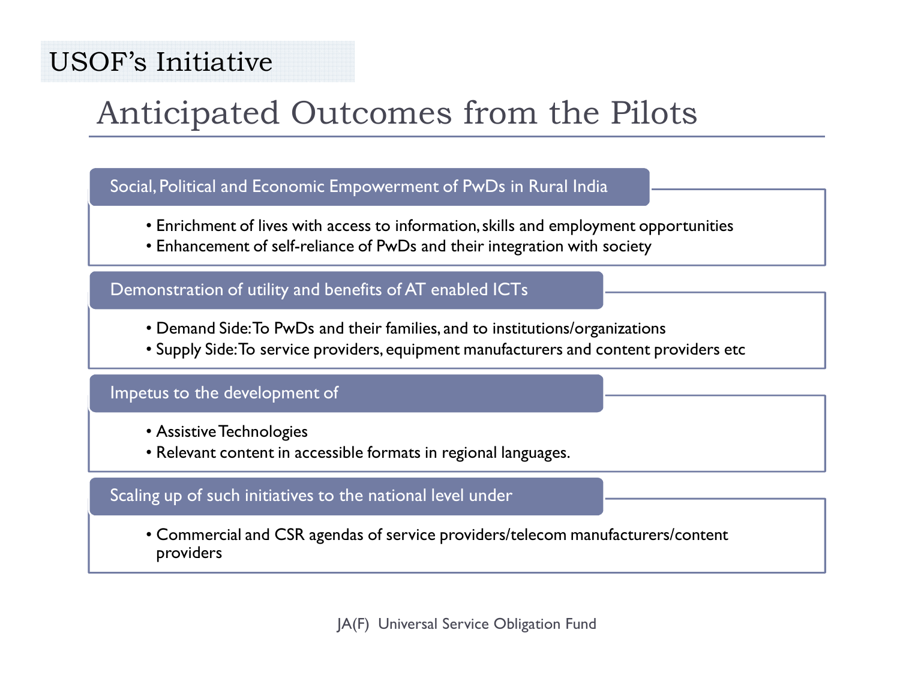# USOF's Initiative

## Anticipated Outcomes from the Pilots

### Social, Political and Economic Empowerment of PwDs in Rural India

- Enrichment of lives with access to information, skills and employment opportunities
- Enhancement of self-reliance of PwDs and their integration with society

### Demonstration of utility and benefits of AT enabled ICTs

- Demand Side: To PwDs and their families, and to institutions/organizations
- Supply Side: To service providers, equipment manufacturers and content providers etc

### Impetus to the development of

- Assistive Technologies
- Relevant content in accessible formats in regional languages.

### Scaling up of such initiatives to the national level under

- Commercial and CSR agendas of service providers/telecom manufacturers/content providers

JA(F) Universal Service Obligation Fund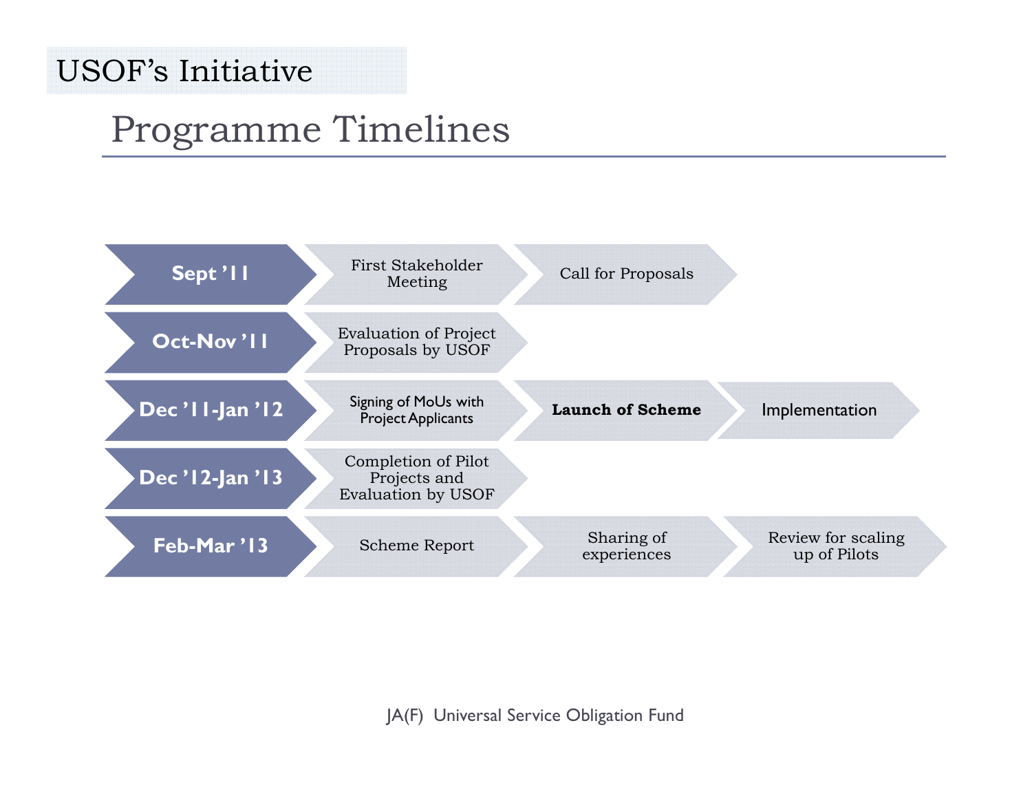# USOF's Initiative

## Programme Timelines

| | | | |
|---|---|---|---|
| **Sept '11** | First Stakeholder Meeting | Call for Proposals | |
| **Oct-Nov '11** | Evaluation of Project Proposals by USOF | | |
| **Dec '11-Jan '12** | Signing of MoUs with Project Applicants | **Launch of Scheme** | Implementation |
| **Dec '12-Jan '13** | Completion of Pilot Projects and Evaluation by USOF | | |
| **Feb-Mar '13** | Scheme Report | Sharing of experiences | Review for scaling up of Pilots |

JA(F) Universal Service Obligation Fund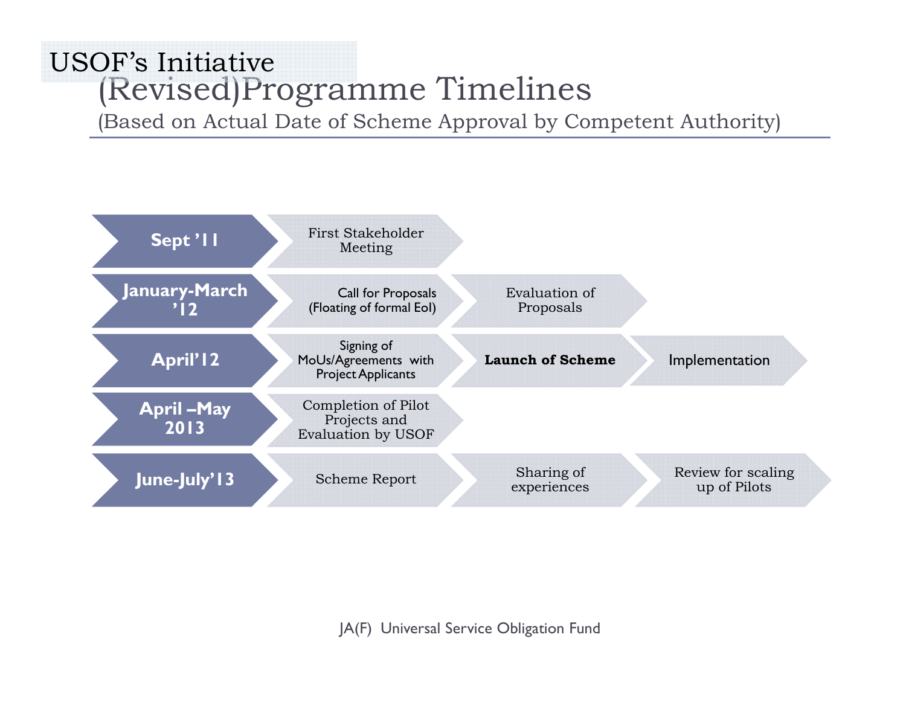# USOF's Initiative

## (Revised)Programme Timelines

(Based on Actual Date of Scheme Approval by Competent Authority)

| Timeline | | | |
|---|---|---|---|
| **Sept '11** | First Stakeholder Meeting | | |
| **January-March '12** | Call for Proposals (Floating of formal EoI) | Evaluation of Proposals | |
| **April'12** | Signing of MoUs/Agreements with Project Applicants | **Launch of Scheme** | Implementation |
| **April –May 2013** | Completion of Pilot Projects and Evaluation by USOF | | |
| **June-July'13** | Scheme Report | Sharing of experiences | Review for scaling up of Pilots |

JA(F) Universal Service Obligation Fund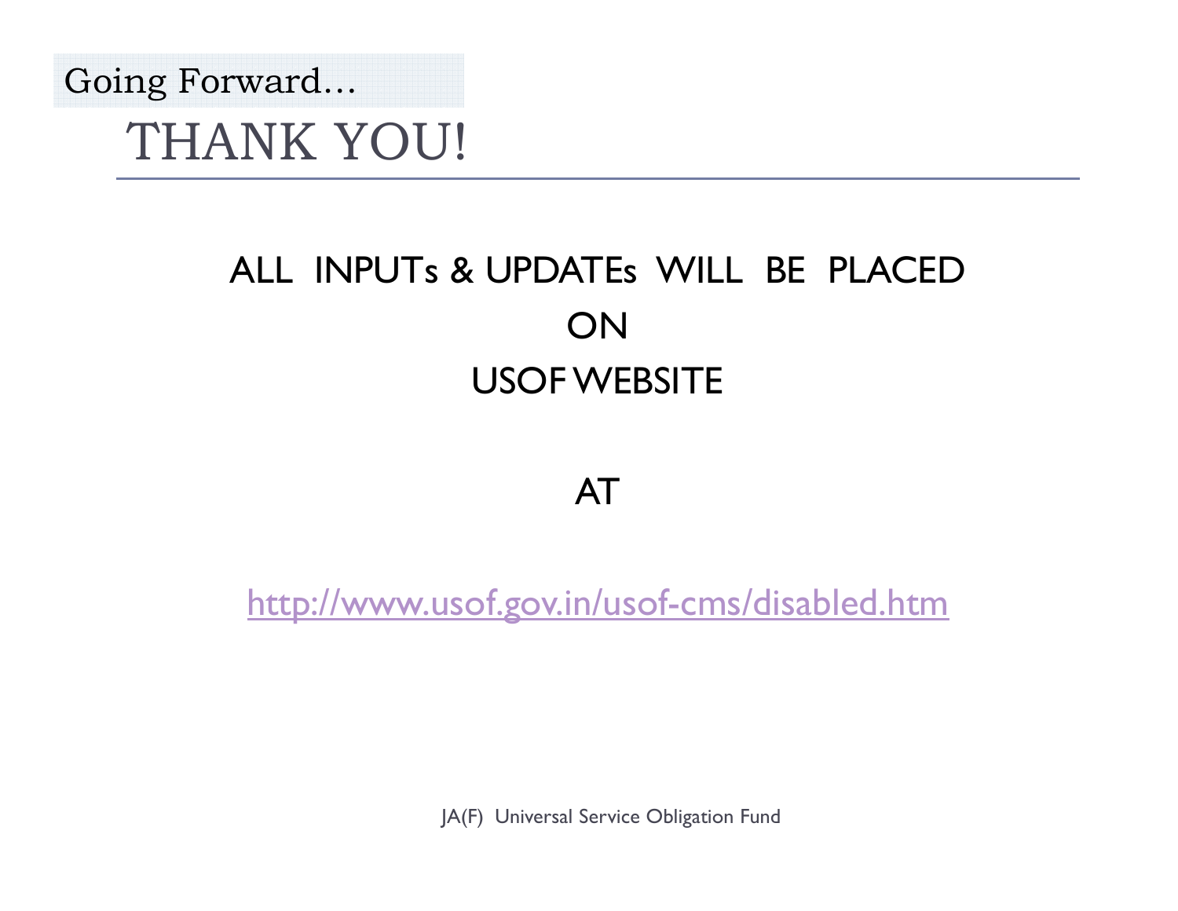Going Forward…

# THANK YOU!

ALL INPUTs & UPDATEs WILL BE PLACED

ON

USOF WEBSITE

AT

http://www.usof.gov.in/usof-cms/disabled.htm

JA(F) Universal Service Obligation Fund